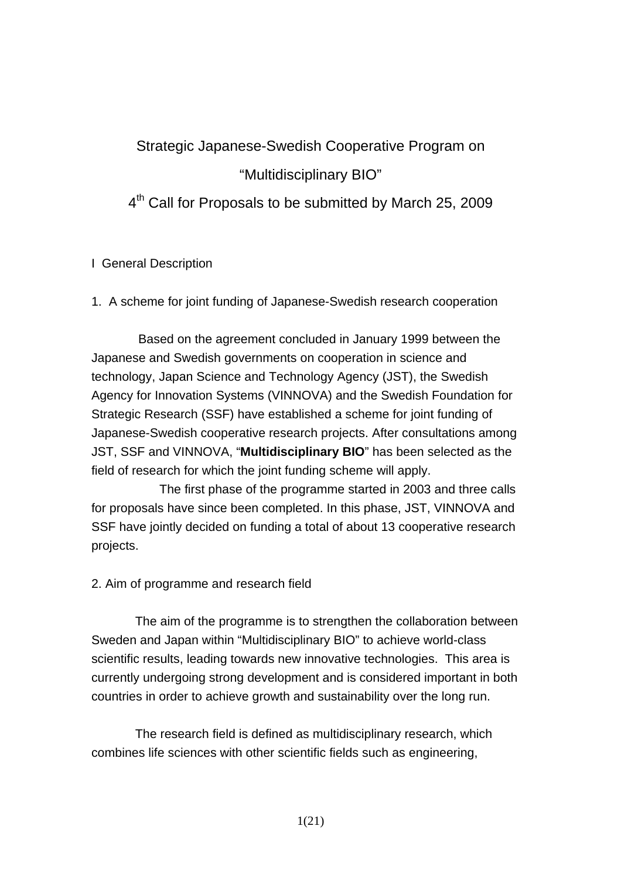# Strategic Japanese-Swedish Cooperative Program on "Multidisciplinary BIO"

## 4th Call for Proposals to be submitted by March 25, 2009

## I General Description

### 1. A scheme for joint funding of Japanese-Swedish research cooperation

Based on the agreement concluded in January 1999 between the Japanese and Swedish governments on cooperation in science and technology, Japan Science and Technology Agency (JST), the Swedish Agency for Innovation Systems (VINNOVA) and the Swedish Foundation for Strategic Research (SSF) have established a scheme for joint funding of Japanese-Swedish cooperative research projects. After consultations among JST, SSF and VINNOVA, "**Multidisciplinary BIO**" has been selected as the field of research for which the joint funding scheme will apply.

The first phase of the programme started in 2003 and three calls for proposals have since been completed. In this phase, JST, VINNOVA and SSF have jointly decided on funding a total of about 13 cooperative research projects.

### 2. Aim of programme and research field

The aim of the programme is to strengthen the collaboration between Sweden and Japan within "Multidisciplinary BIO" to achieve world-class scientific results, leading towards new innovative technologies. This area is currently undergoing strong development and is considered important in both countries in order to achieve growth and sustainability over the long run.

The research field is defined as multidisciplinary research, which combines life sciences with other scientific fields such as engineering,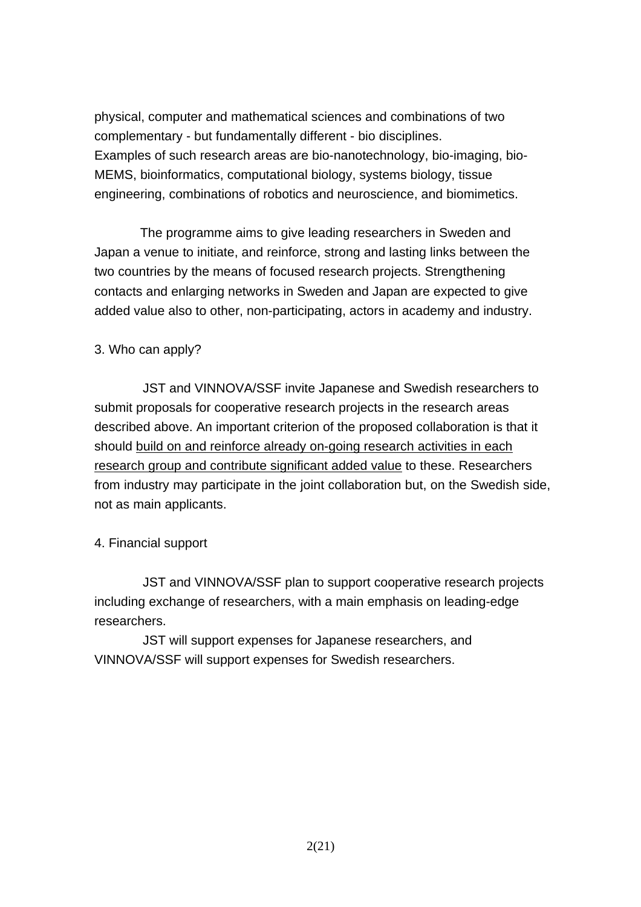physical, computer and mathematical sciences and combinations of two complementary - but fundamentally different - bio disciplines.
Examples of such research areas are bio-nanotechnology, bio-imaging, bio-MEMS, bioinformatics, computational biology, systems biology, tissue engineering, combinations of robotics and neuroscience, and biomimetics.

The programme aims to give leading researchers in Sweden and Japan a venue to initiate, and reinforce, strong and lasting links between the two countries by the means of focused research projects. Strengthening contacts and enlarging networks in Sweden and Japan are expected to give added value also to other, non-participating, actors in academy and industry.

## 3. Who can apply?

JST and VINNOVA/SSF invite Japanese and Swedish researchers to submit proposals for cooperative research projects in the research areas described above. An important criterion of the proposed collaboration is that it should <u>build on and reinforce already on-going research activities in each research group and contribute significant added value</u> to these. Researchers from industry may participate in the joint collaboration but, on the Swedish side, not as main applicants.

## 4. Financial support

JST and VINNOVA/SSF plan to support cooperative research projects including exchange of researchers, with a main emphasis on leading-edge researchers.

JST will support expenses for Japanese researchers, and VINNOVA/SSF will support expenses for Swedish researchers.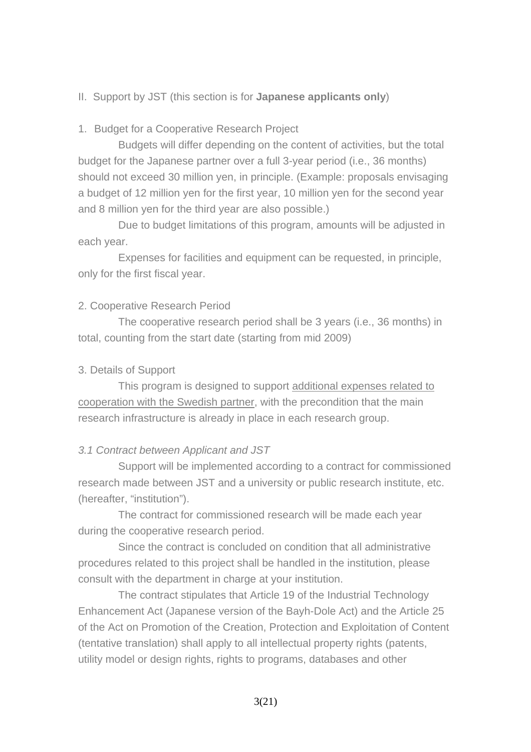## II. Support by JST (this section is for **Japanese applicants only**)

### 1. Budget for a Cooperative Research Project

Budgets will differ depending on the content of activities, but the total budget for the Japanese partner over a full 3-year period (i.e., 36 months) should not exceed 30 million yen, in principle. (Example: proposals envisaging a budget of 12 million yen for the first year, 10 million yen for the second year and 8 million yen for the third year are also possible.)

Due to budget limitations of this program, amounts will be adjusted in each year.

Expenses for facilities and equipment can be requested, in principle, only for the first fiscal year.

### 2. Cooperative Research Period

The cooperative research period shall be 3 years (i.e., 36 months) in total, counting from the start date (starting from mid 2009)

### 3. Details of Support

This program is designed to support additional expenses related to cooperation with the Swedish partner, with the precondition that the main research infrastructure is already in place in each research group.

#### *3.1 Contract between Applicant and JST*

Support will be implemented according to a contract for commissioned research made between JST and a university or public research institute, etc. (hereafter, “institution”).

The contract for commissioned research will be made each year during the cooperative research period.

Since the contract is concluded on condition that all administrative procedures related to this project shall be handled in the institution, please consult with the department in charge at your institution.

The contract stipulates that Article 19 of the Industrial Technology Enhancement Act (Japanese version of the Bayh-Dole Act) and the Article 25 of the Act on Promotion of the Creation, Protection and Exploitation of Content (tentative translation) shall apply to all intellectual property rights (patents, utility model or design rights, rights to programs, databases and other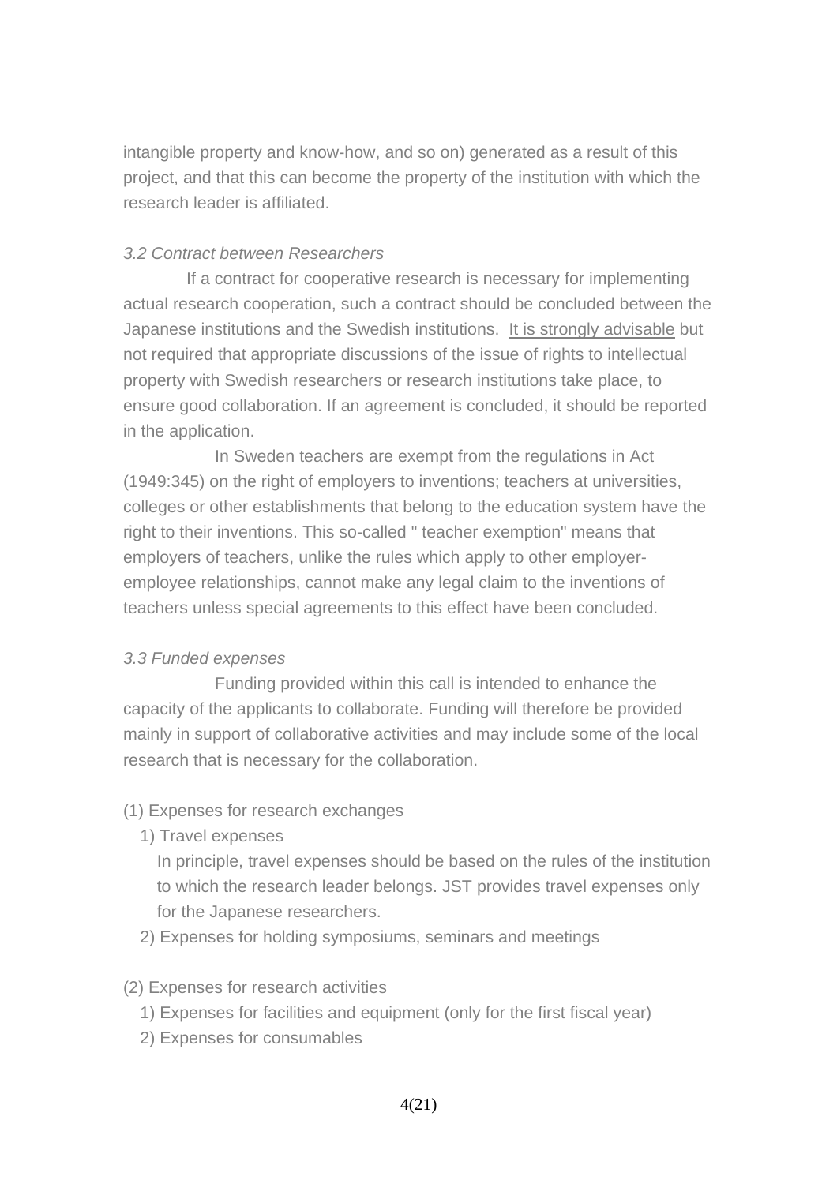intangible property and know-how, and so on) generated as a result of this project, and that this can become the property of the institution with which the research leader is affiliated.

*3.2 Contract between Researchers*

If a contract for cooperative research is necessary for implementing actual research cooperation, such a contract should be concluded between the Japanese institutions and the Swedish institutions. <u>It is strongly advisable</u> but not required that appropriate discussions of the issue of rights to intellectual property with Swedish researchers or research institutions take place, to ensure good collaboration. If an agreement is concluded, it should be reported in the application.

In Sweden teachers are exempt from the regulations in Act (1949:345) on the right of employers to inventions; teachers at universities, colleges or other establishments that belong to the education system have the right to their inventions. This so-called " teacher exemption" means that employers of teachers, unlike the rules which apply to other employer-employee relationships, cannot make any legal claim to the inventions of teachers unless special agreements to this effect have been concluded.

*3.3 Funded expenses*

Funding provided within this call is intended to enhance the capacity of the applicants to collaborate. Funding will therefore be provided mainly in support of collaborative activities and may include some of the local research that is necessary for the collaboration.

(1) Expenses for research exchanges

1) Travel expenses

In principle, travel expenses should be based on the rules of the institution to which the research leader belongs. JST provides travel expenses only for the Japanese researchers.

2) Expenses for holding symposiums, seminars and meetings

(2) Expenses for research activities

1) Expenses for facilities and equipment (only for the first fiscal year)

2) Expenses for consumables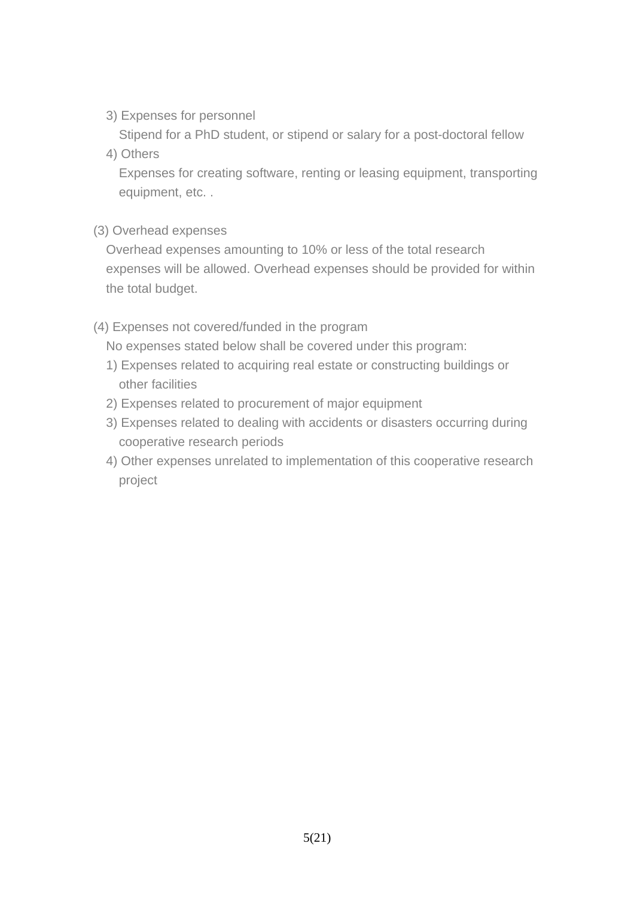3) Expenses for personnel

Stipend for a PhD student, or stipend or salary for a post-doctoral fellow

4) Others

Expenses for creating software, renting or leasing equipment, transporting equipment, etc. .

(3) Overhead expenses

Overhead expenses amounting to 10% or less of the total research expenses will be allowed. Overhead expenses should be provided for within the total budget.

(4) Expenses not covered/funded in the program

No expenses stated below shall be covered under this program:

1) Expenses related to acquiring real estate or constructing buildings or other facilities

2) Expenses related to procurement of major equipment

3) Expenses related to dealing with accidents or disasters occurring during cooperative research periods

4) Other expenses unrelated to implementation of this cooperative research project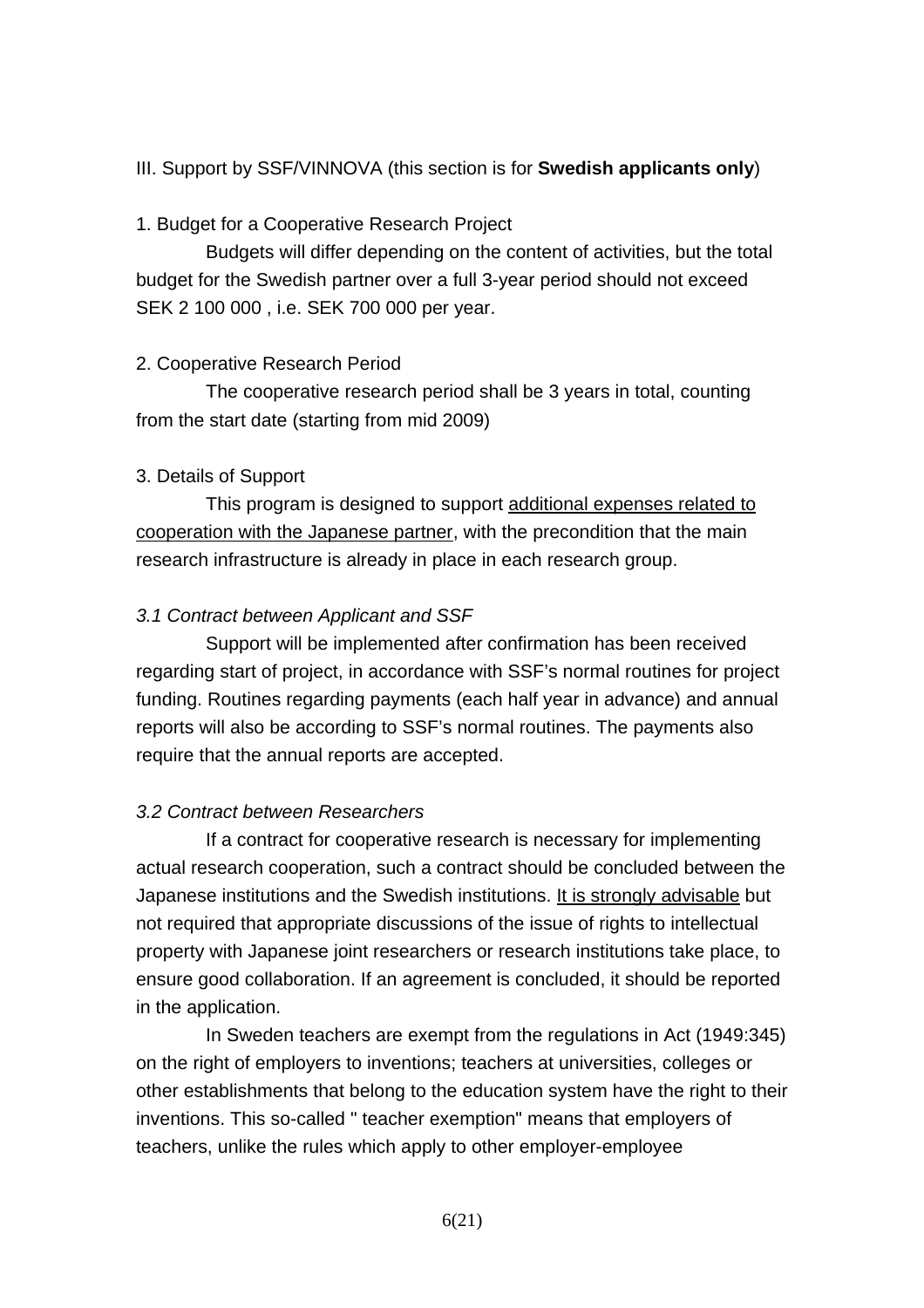III. Support by SSF/VINNOVA (this section is for **Swedish applicants only**)

1. Budget for a Cooperative Research Project

Budgets will differ depending on the content of activities, but the total budget for the Swedish partner over a full 3-year period should not exceed SEK 2 100 000 , i.e. SEK 700 000 per year.

2. Cooperative Research Period

The cooperative research period shall be 3 years in total, counting from the start date (starting from mid 2009)

3. Details of Support

This program is designed to support additional expenses related to cooperation with the Japanese partner, with the precondition that the main research infrastructure is already in place in each research group.

*3.1 Contract between Applicant and SSF*

Support will be implemented after confirmation has been received regarding start of project, in accordance with SSF's normal routines for project funding. Routines regarding payments (each half year in advance) and annual reports will also be according to SSF's normal routines. The payments also require that the annual reports are accepted.

*3.2 Contract between Researchers*

If a contract for cooperative research is necessary for implementing actual research cooperation, such a contract should be concluded between the Japanese institutions and the Swedish institutions. It is strongly advisable but not required that appropriate discussions of the issue of rights to intellectual property with Japanese joint researchers or research institutions take place, to ensure good collaboration. If an agreement is concluded, it should be reported in the application.

In Sweden teachers are exempt from the regulations in Act (1949:345) on the right of employers to inventions; teachers at universities, colleges or other establishments that belong to the education system have the right to their inventions. This so-called " teacher exemption" means that employers of teachers, unlike the rules which apply to other employer-employee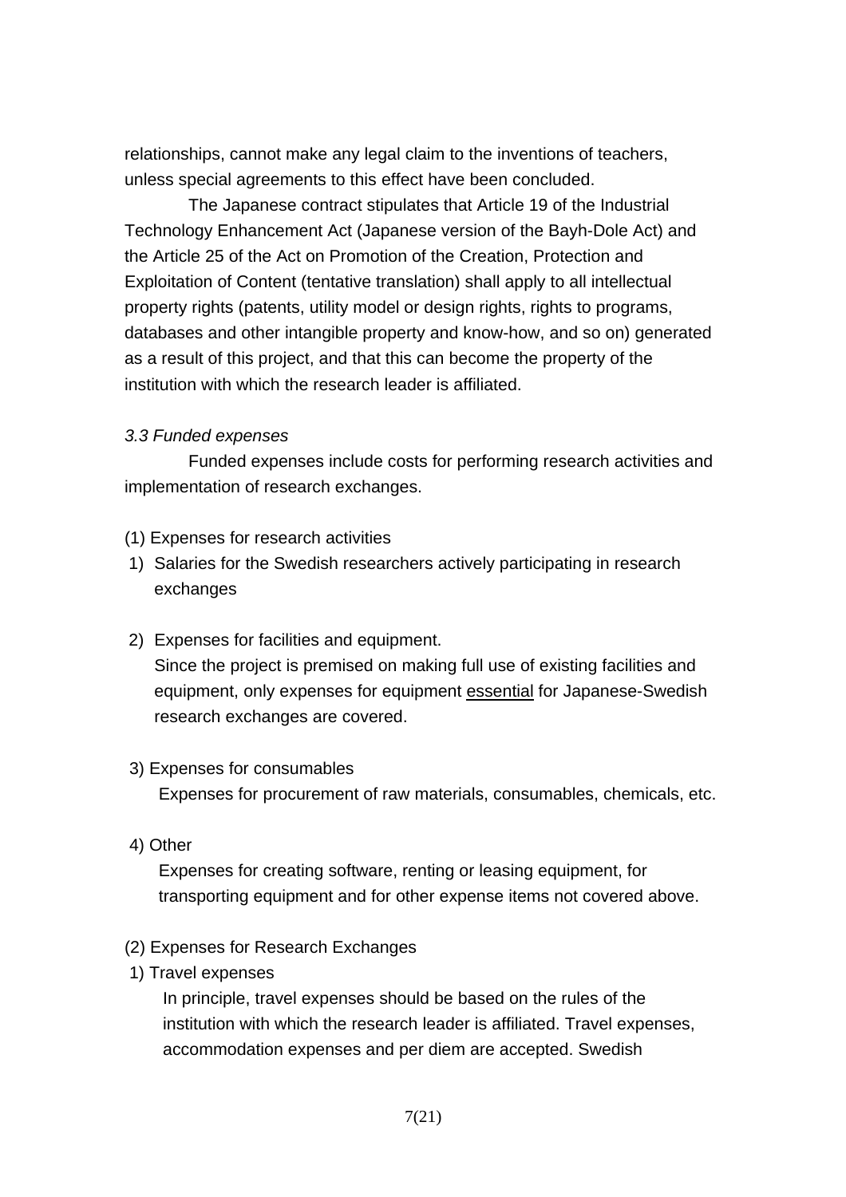relationships, cannot make any legal claim to the inventions of teachers, unless special agreements to this effect have been concluded.

The Japanese contract stipulates that Article 19 of the Industrial Technology Enhancement Act (Japanese version of the Bayh-Dole Act) and the Article 25 of the Act on Promotion of the Creation, Protection and Exploitation of Content (tentative translation) shall apply to all intellectual property rights (patents, utility model or design rights, rights to programs, databases and other intangible property and know-how, and so on) generated as a result of this project, and that this can become the property of the institution with which the research leader is affiliated.

*3.3 Funded expenses*

Funded expenses include costs for performing research activities and implementation of research exchanges.

(1) Expenses for research activities

1) Salaries for the Swedish researchers actively participating in research exchanges

2) Expenses for facilities and equipment.
Since the project is premised on making full use of existing facilities and equipment, only expenses for equipment <u>essential</u> for Japanese-Swedish research exchanges are covered.

3) Expenses for consumables
Expenses for procurement of raw materials, consumables, chemicals, etc.

4) Other
Expenses for creating software, renting or leasing equipment, for transporting equipment and for other expense items not covered above.

(2) Expenses for Research Exchanges

1) Travel expenses
In principle, travel expenses should be based on the rules of the institution with which the research leader is affiliated. Travel expenses, accommodation expenses and per diem are accepted. Swedish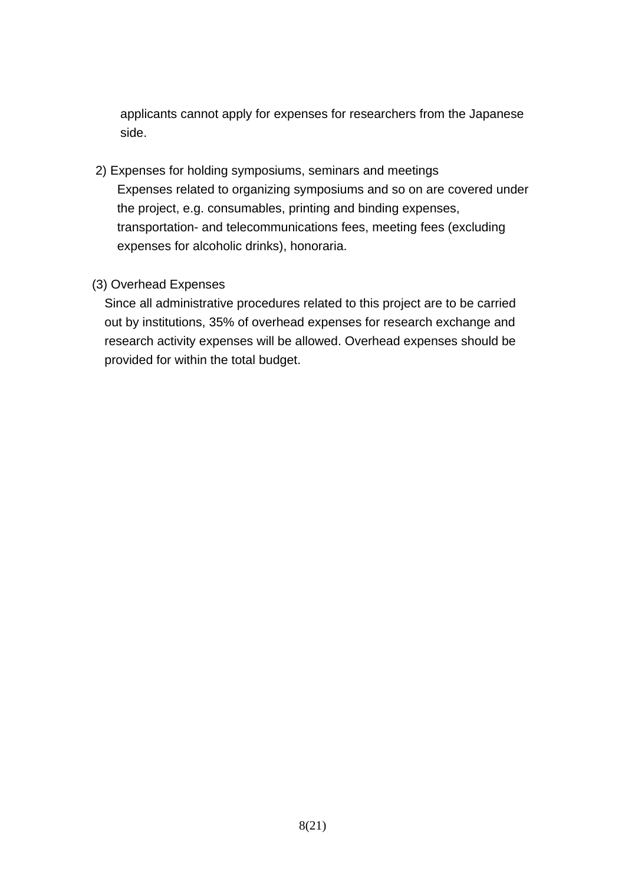applicants cannot apply for expenses for researchers from the Japanese side.

2) Expenses for holding symposiums, seminars and meetings

Expenses related to organizing symposiums and so on are covered under the project, e.g. consumables, printing and binding expenses, transportation- and telecommunications fees, meeting fees (excluding expenses for alcoholic drinks), honoraria.

(3) Overhead Expenses

Since all administrative procedures related to this project are to be carried out by institutions, 35% of overhead expenses for research exchange and research activity expenses will be allowed. Overhead expenses should be provided for within the total budget.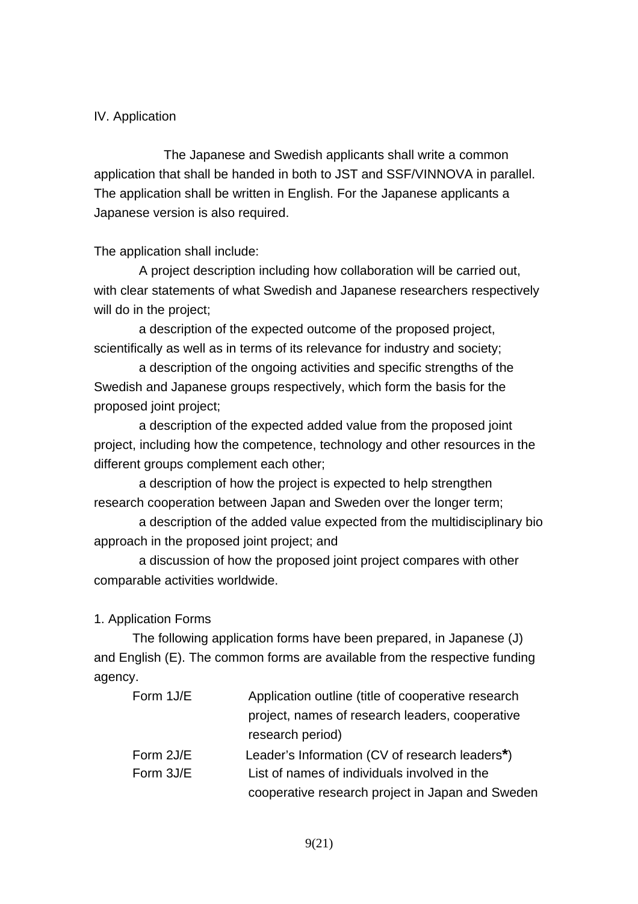## IV. Application

The Japanese and Swedish applicants shall write a common application that shall be handed in both to JST and SSF/VINNOVA in parallel. The application shall be written in English. For the Japanese applicants a Japanese version is also required.

The application shall include:

- A project description including how collaboration will be carried out, with clear statements of what Swedish and Japanese researchers respectively will do in the project;
- a description of the expected outcome of the proposed project, scientifically as well as in terms of its relevance for industry and society;
- a description of the ongoing activities and specific strengths of the Swedish and Japanese groups respectively, which form the basis for the proposed joint project;
- a description of the expected added value from the proposed joint project, including how the competence, technology and other resources in the different groups complement each other;
- a description of how the project is expected to help strengthen research cooperation between Japan and Sweden over the longer term;
- a description of the added value expected from the multidisciplinary bio approach in the proposed joint project; and
- a discussion of how the proposed joint project compares with other comparable activities worldwide.

### 1. Application Forms

The following application forms have been prepared, in Japanese (J) and English (E). The common forms are available from the respective funding agency.

| | |
|---|---|
| Form 1J/E | Application outline (title of cooperative research project, names of research leaders, cooperative research period) |
| Form 2J/E | Leader's Information (CV of research leaders**\***) |
| Form 3J/E | List of names of individuals involved in the cooperative research project in Japan and Sweden |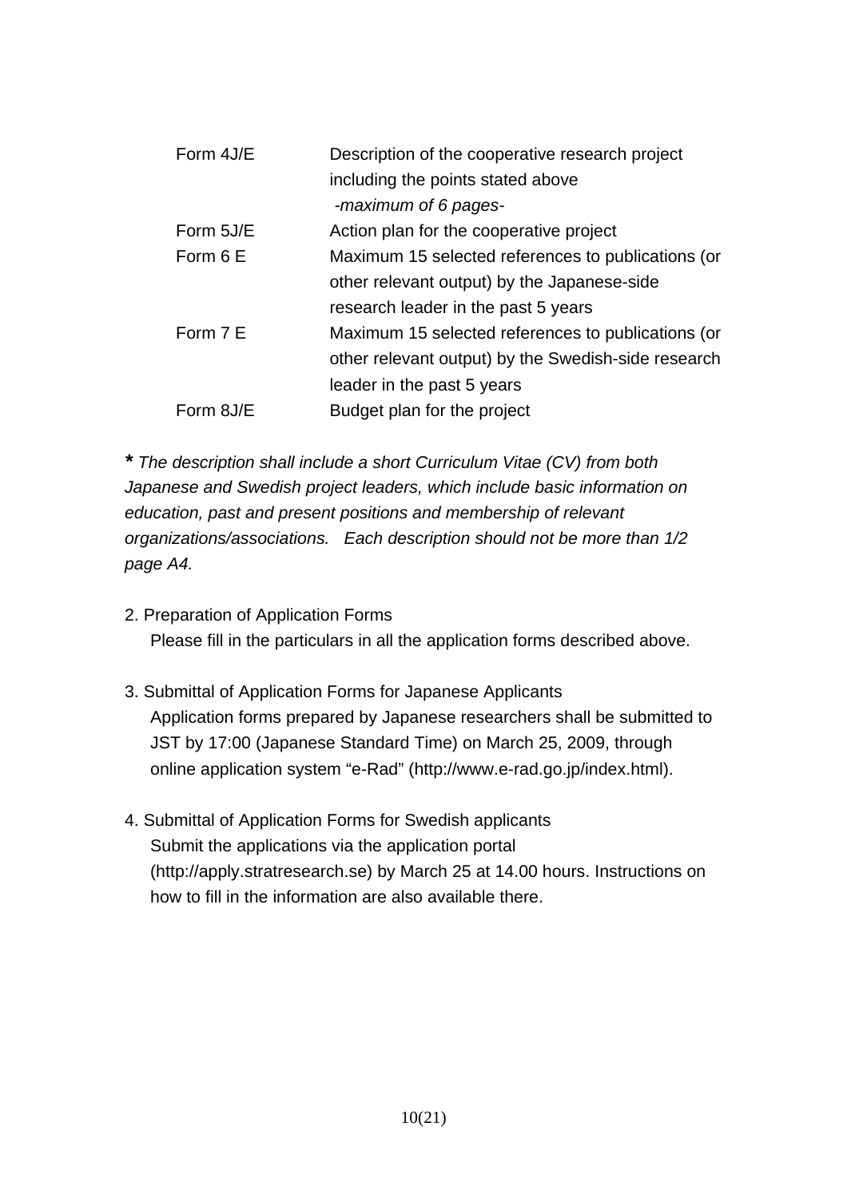| | |
|---|---|
| Form 4J/E | Description of the cooperative research project including the points stated above *-maximum of 6 pages-* |
| Form 5J/E | Action plan for the cooperative project |
| Form 6 E | Maximum 15 selected references to publications (or other relevant output) by the Japanese-side research leader in the past 5 years |
| Form 7 E | Maximum 15 selected references to publications (or other relevant output) by the Swedish-side research leader in the past 5 years |
| Form 8J/E | Budget plan for the project |

***** *The description shall include a short Curriculum Vitae (CV) from both Japanese and Swedish project leaders, which include basic information on education, past and present positions and membership of relevant organizations/associations. Each description should not be more than 1/2 page A4.*

2. Preparation of Application Forms

   Please fill in the particulars in all the application forms described above.

3. Submittal of Application Forms for Japanese Applicants

   Application forms prepared by Japanese researchers shall be submitted to JST by 17:00 (Japanese Standard Time) on March 25, 2009, through online application system "e-Rad" (http://www.e-rad.go.jp/index.html).

4. Submittal of Application Forms for Swedish applicants

   Submit the applications via the application portal (http://apply.stratresearch.se) by March 25 at 14.00 hours. Instructions on how to fill in the information are also available there.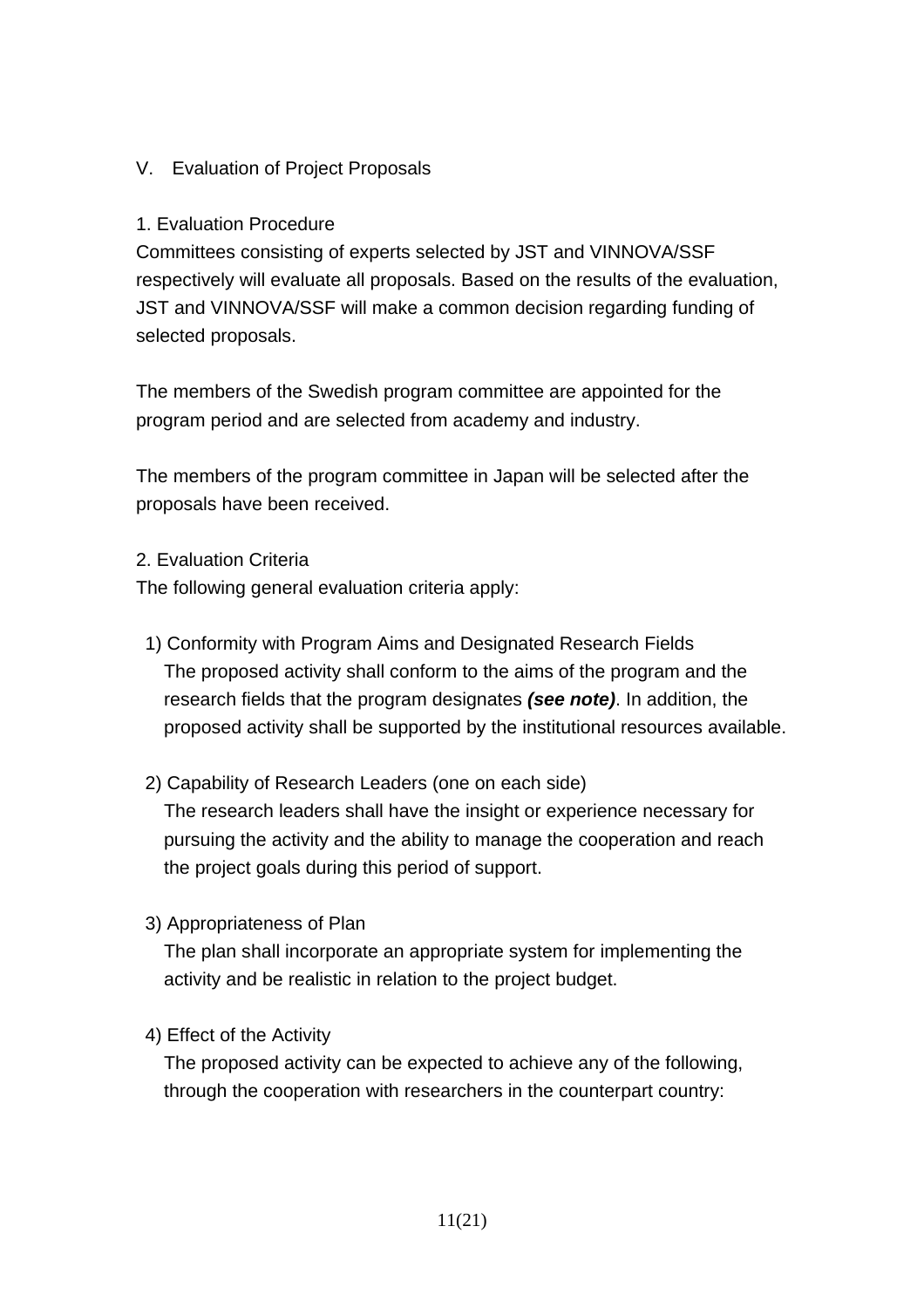## V. Evaluation of Project Proposals

### 1. Evaluation Procedure

Committees consisting of experts selected by JST and VINNOVA/SSF respectively will evaluate all proposals. Based on the results of the evaluation, JST and VINNOVA/SSF will make a common decision regarding funding of selected proposals.

The members of the Swedish program committee are appointed for the program period and are selected from academy and industry.

The members of the program committee in Japan will be selected after the proposals have been received.

### 2. Evaluation Criteria

The following general evaluation criteria apply:

1) Conformity with Program Aims and Designated Research Fields
   The proposed activity shall conform to the aims of the program and the research fields that the program designates ***(see note)***. In addition, the proposed activity shall be supported by the institutional resources available.

2) Capability of Research Leaders (one on each side)
   The research leaders shall have the insight or experience necessary for pursuing the activity and the ability to manage the cooperation and reach the project goals during this period of support.

3) Appropriateness of Plan
   The plan shall incorporate an appropriate system for implementing the activity and be realistic in relation to the project budget.

4) Effect of the Activity
   The proposed activity can be expected to achieve any of the following, through the cooperation with researchers in the counterpart country: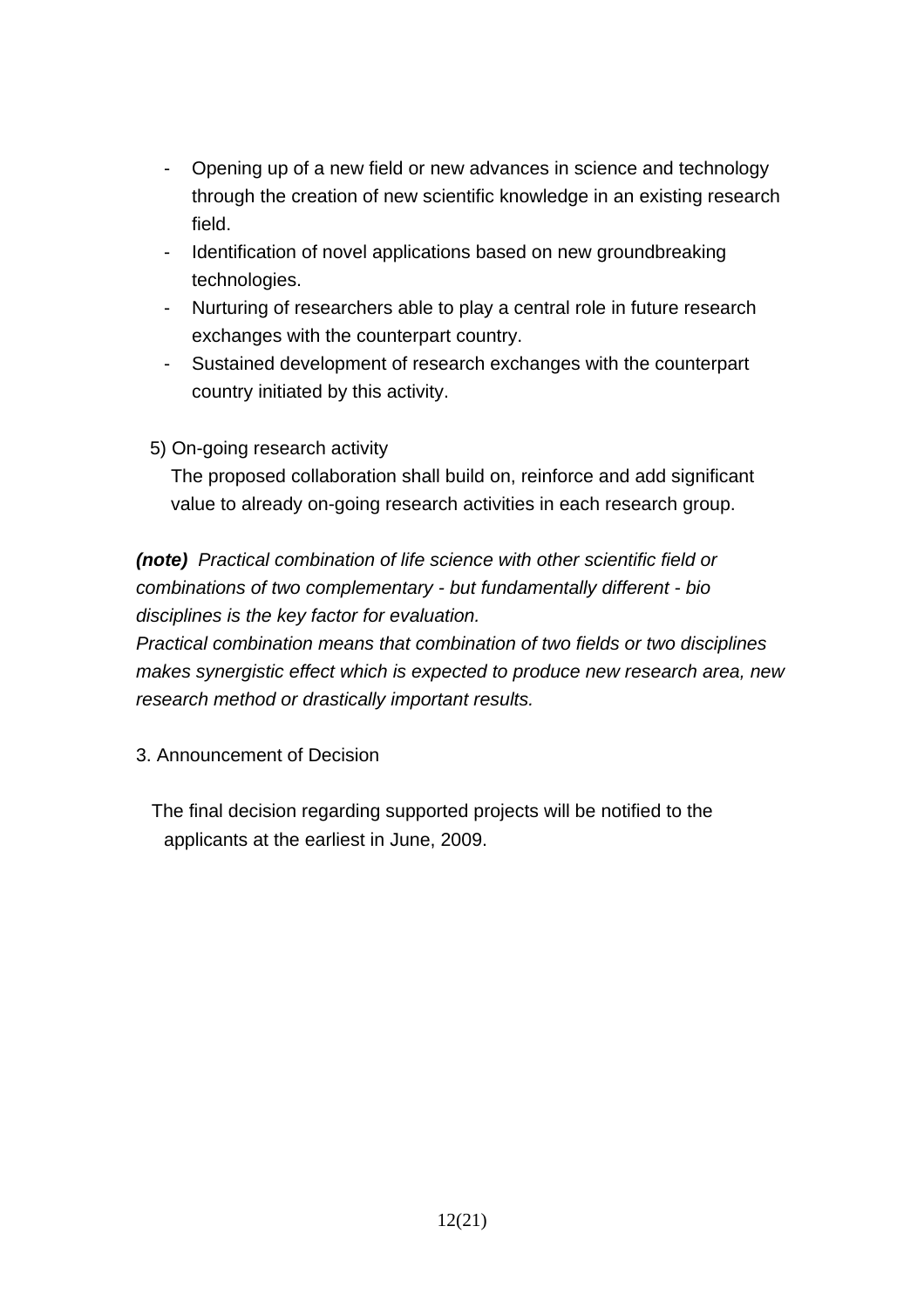- Opening up of a new field or new advances in science and technology through the creation of new scientific knowledge in an existing research field.
- Identification of novel applications based on new groundbreaking technologies.
- Nurturing of researchers able to play a central role in future research exchanges with the counterpart country.
- Sustained development of research exchanges with the counterpart country initiated by this activity.

5) On-going research activity

The proposed collaboration shall build on, reinforce and add significant value to already on-going research activities in each research group.

***(note)*** *Practical combination of life science with other scientific field or combinations of two complementary - but fundamentally different - bio disciplines is the key factor for evaluation.*
*Practical combination means that combination of two fields or two disciplines makes synergistic effect which is expected to produce new research area, new research method or drastically important results.*

3. Announcement of Decision

The final decision regarding supported projects will be notified to the applicants at the earliest in June, 2009.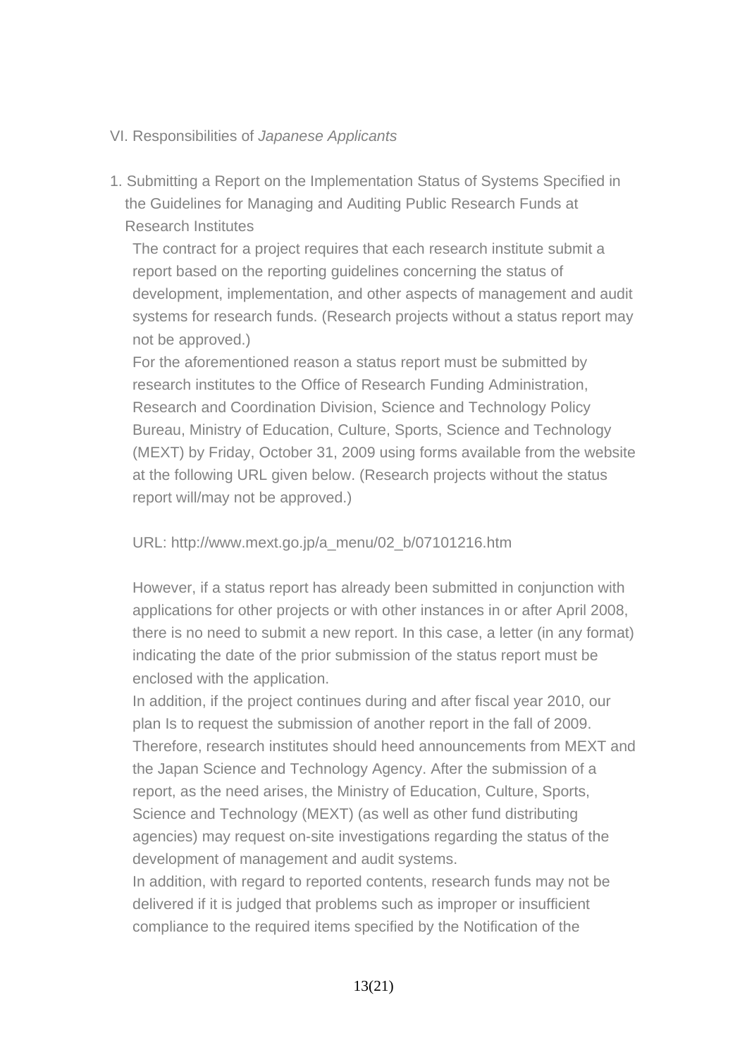## VI. Responsibilities of *Japanese Applicants*

### 1. Submitting a Report on the Implementation Status of Systems Specified in the Guidelines for Managing and Auditing Public Research Funds at Research Institutes

The contract for a project requires that each research institute submit a report based on the reporting guidelines concerning the status of development, implementation, and other aspects of management and audit systems for research funds. (Research projects without a status report may not be approved.)

For the aforementioned reason a status report must be submitted by research institutes to the Office of Research Funding Administration, Research and Coordination Division, Science and Technology Policy Bureau, Ministry of Education, Culture, Sports, Science and Technology (MEXT) by Friday, October 31, 2009 using forms available from the website at the following URL given below. (Research projects without the status report will/may not be approved.)

URL: http://www.mext.go.jp/a_menu/02_b/07101216.htm

However, if a status report has already been submitted in conjunction with applications for other projects or with other instances in or after April 2008, there is no need to submit a new report. In this case, a letter (in any format) indicating the date of the prior submission of the status report must be enclosed with the application.

In addition, if the project continues during and after fiscal year 2010, our plan Is to request the submission of another report in the fall of 2009. Therefore, research institutes should heed announcements from MEXT and the Japan Science and Technology Agency. After the submission of a report, as the need arises, the Ministry of Education, Culture, Sports, Science and Technology (MEXT) (as well as other fund distributing agencies) may request on-site investigations regarding the status of the development of management and audit systems.

In addition, with regard to reported contents, research funds may not be delivered if it is judged that problems such as improper or insufficient compliance to the required items specified by the Notification of the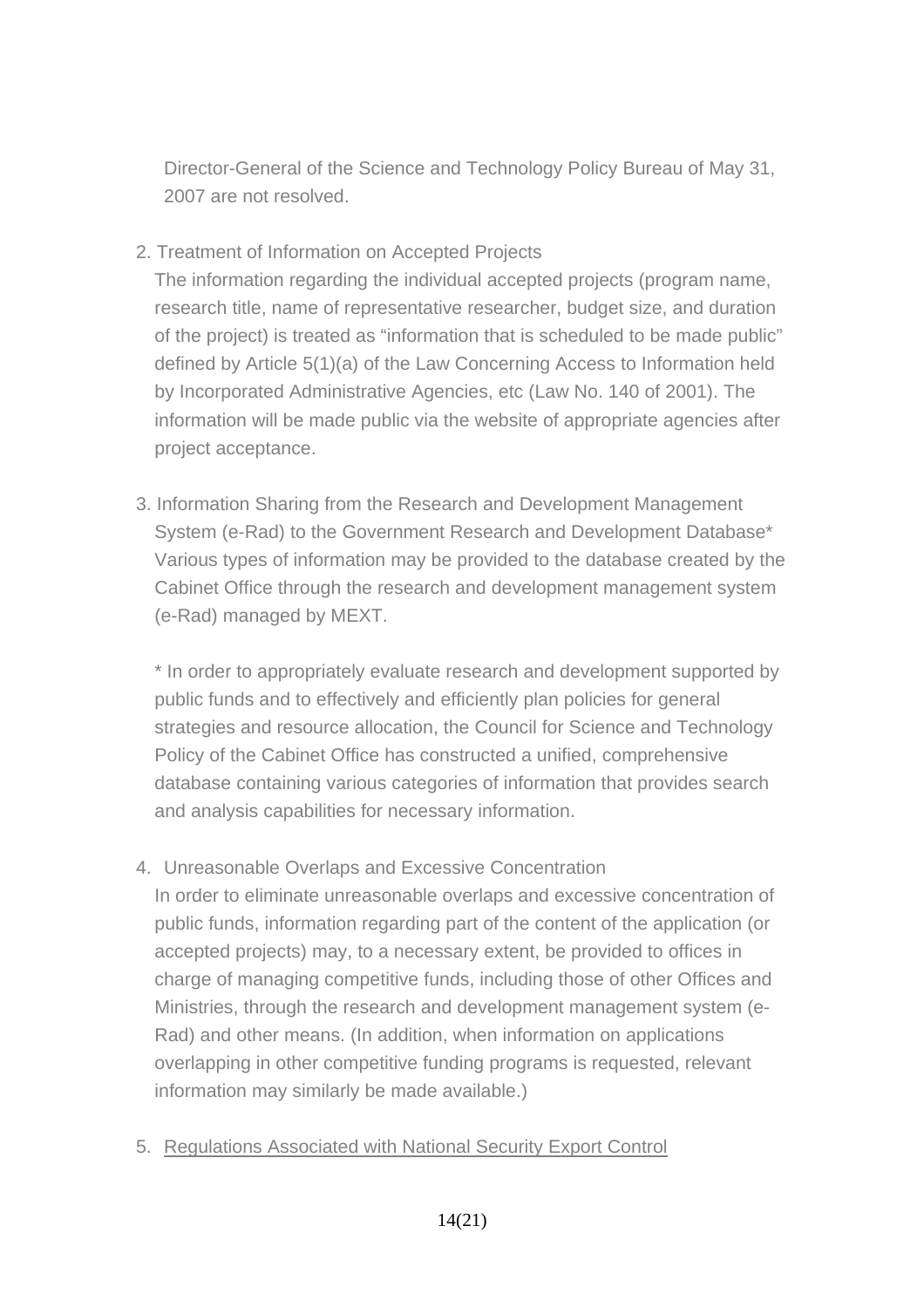Director-General of the Science and Technology Policy Bureau of May 31, 2007 are not resolved.

2. Treatment of Information on Accepted Projects

   The information regarding the individual accepted projects (program name, research title, name of representative researcher, budget size, and duration of the project) is treated as "information that is scheduled to be made public" defined by Article 5(1)(a) of the Law Concerning Access to Information held by Incorporated Administrative Agencies, etc (Law No. 140 of 2001). The information will be made public via the website of appropriate agencies after project acceptance.

3. Information Sharing from the Research and Development Management System (e-Rad) to the Government Research and Development Database*

   Various types of information may be provided to the database created by the Cabinet Office through the research and development management system (e-Rad) managed by MEXT.

   * In order to appropriately evaluate research and development supported by public funds and to effectively and efficiently plan policies for general strategies and resource allocation, the Council for Science and Technology Policy of the Cabinet Office has constructed a unified, comprehensive database containing various categories of information that provides search and analysis capabilities for necessary information.

4. Unreasonable Overlaps and Excessive Concentration

   In order to eliminate unreasonable overlaps and excessive concentration of public funds, information regarding part of the content of the application (or accepted projects) may, to a necessary extent, be provided to offices in charge of managing competitive funds, including those of other Offices and Ministries, through the research and development management system (e-Rad) and other means. (In addition, when information on applications overlapping in other competitive funding programs is requested, relevant information may similarly be made available.)

5. Regulations Associated with National Security Export Control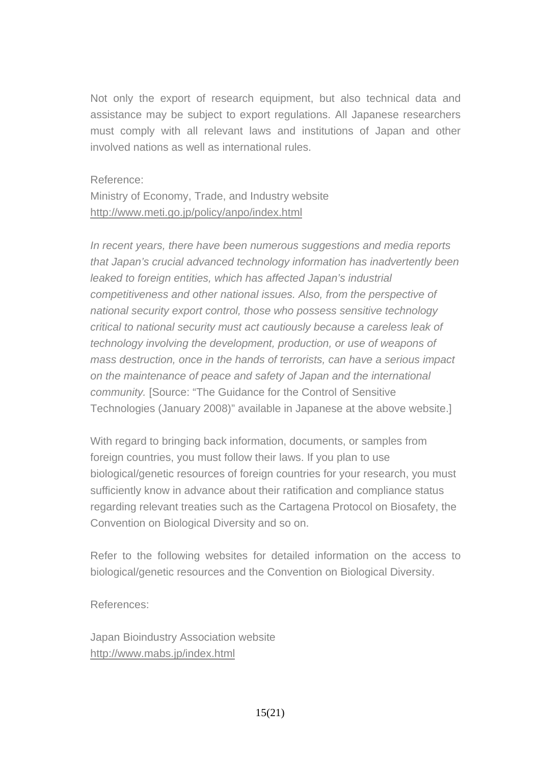Not only the export of research equipment, but also technical data and assistance may be subject to export regulations. All Japanese researchers must comply with all relevant laws and institutions of Japan and other involved nations as well as international rules.

Reference:
Ministry of Economy, Trade, and Industry website
http://www.meti.go.jp/policy/anpo/index.html

*In recent years, there have been numerous suggestions and media reports that Japan's crucial advanced technology information has inadvertently been leaked to foreign entities, which has affected Japan's industrial competitiveness and other national issues. Also, from the perspective of national security export control, those who possess sensitive technology critical to national security must act cautiously because a careless leak of technology involving the development, production, or use of weapons of mass destruction, once in the hands of terrorists, can have a serious impact on the maintenance of peace and safety of Japan and the international community.* [Source: "The Guidance for the Control of Sensitive Technologies (January 2008)" available in Japanese at the above website.]

With regard to bringing back information, documents, or samples from foreign countries, you must follow their laws. If you plan to use biological/genetic resources of foreign countries for your research, you must sufficiently know in advance about their ratification and compliance status regarding relevant treaties such as the Cartagena Protocol on Biosafety, the Convention on Biological Diversity and so on.

Refer to the following websites for detailed information on the access to biological/genetic resources and the Convention on Biological Diversity.

References:

Japan Bioindustry Association website
http://www.mabs.jp/index.html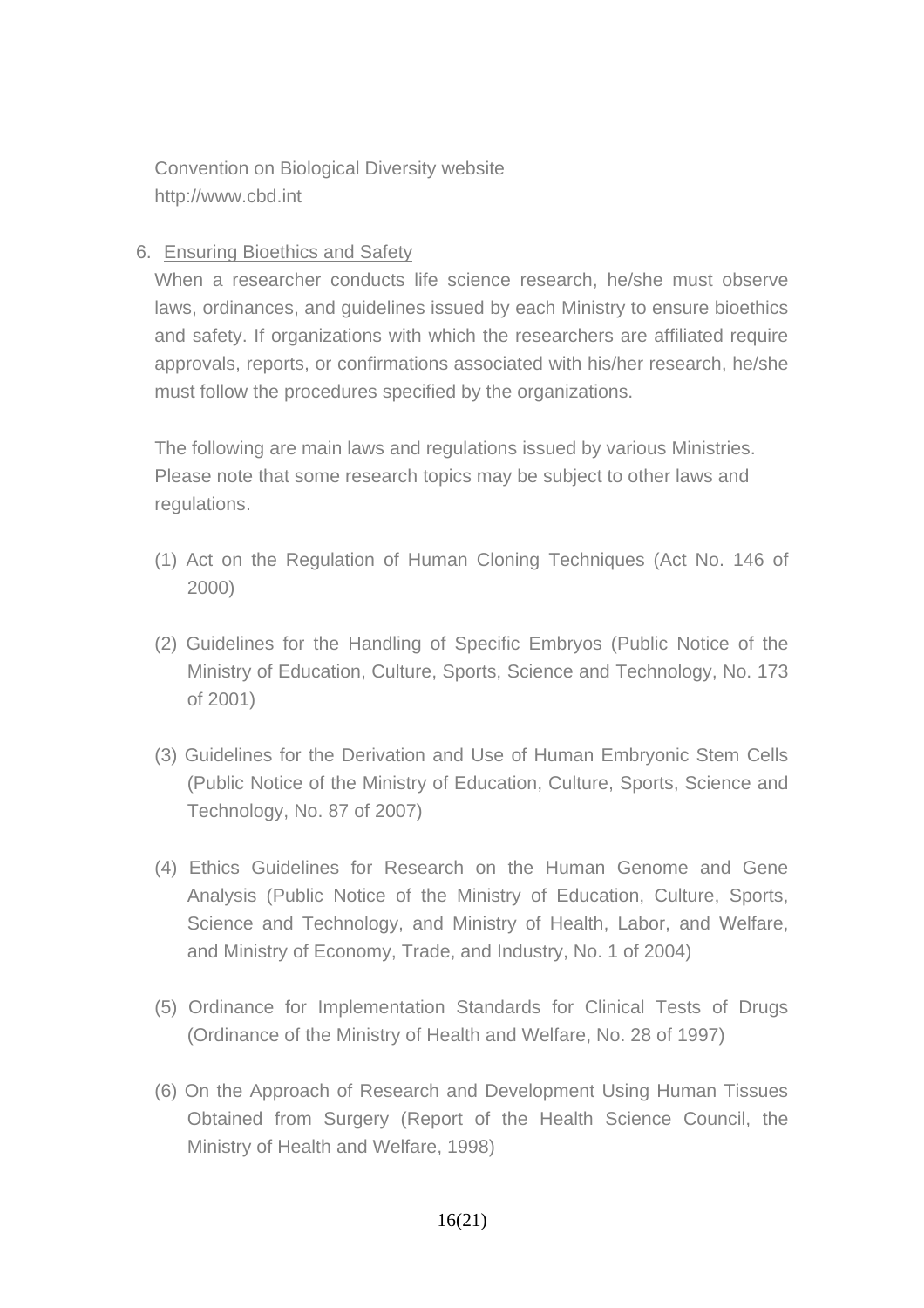Convention on Biological Diversity website
http://www.cbd.int

6. <u>Ensuring Bioethics and Safety</u>

When a researcher conducts life science research, he/she must observe laws, ordinances, and guidelines issued by each Ministry to ensure bioethics and safety. If organizations with which the researchers are affiliated require approvals, reports, or confirmations associated with his/her research, he/she must follow the procedures specified by the organizations.

The following are main laws and regulations issued by various Ministries. Please note that some research topics may be subject to other laws and regulations.

(1) Act on the Regulation of Human Cloning Techniques (Act No. 146 of 2000)

(2) Guidelines for the Handling of Specific Embryos (Public Notice of the Ministry of Education, Culture, Sports, Science and Technology, No. 173 of 2001)

(3) Guidelines for the Derivation and Use of Human Embryonic Stem Cells (Public Notice of the Ministry of Education, Culture, Sports, Science and Technology, No. 87 of 2007)

(4) Ethics Guidelines for Research on the Human Genome and Gene Analysis (Public Notice of the Ministry of Education, Culture, Sports, Science and Technology, and Ministry of Health, Labor, and Welfare, and Ministry of Economy, Trade, and Industry, No. 1 of 2004)

(5) Ordinance for Implementation Standards for Clinical Tests of Drugs (Ordinance of the Ministry of Health and Welfare, No. 28 of 1997)

(6) On the Approach of Research and Development Using Human Tissues Obtained from Surgery (Report of the Health Science Council, the Ministry of Health and Welfare, 1998)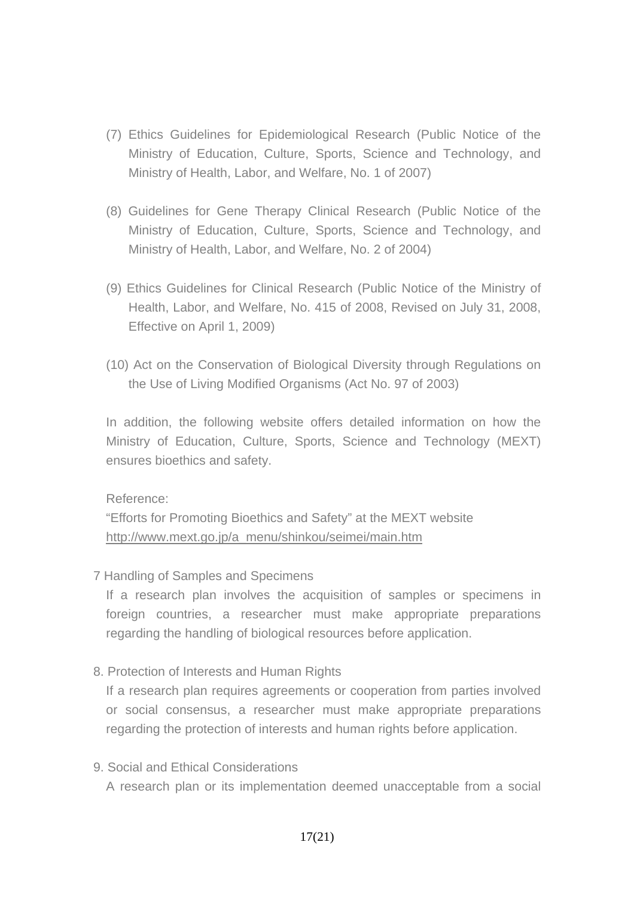(7) Ethics Guidelines for Epidemiological Research (Public Notice of the Ministry of Education, Culture, Sports, Science and Technology, and Ministry of Health, Labor, and Welfare, No. 1 of 2007)

(8) Guidelines for Gene Therapy Clinical Research (Public Notice of the Ministry of Education, Culture, Sports, Science and Technology, and Ministry of Health, Labor, and Welfare, No. 2 of 2004)

(9) Ethics Guidelines for Clinical Research (Public Notice of the Ministry of Health, Labor, and Welfare, No. 415 of 2008, Revised on July 31, 2008, Effective on April 1, 2009)

(10) Act on the Conservation of Biological Diversity through Regulations on the Use of Living Modified Organisms (Act No. 97 of 2003)

In addition, the following website offers detailed information on how the Ministry of Education, Culture, Sports, Science and Technology (MEXT) ensures bioethics and safety.

Reference:
"Efforts for Promoting Bioethics and Safety" at the MEXT website
http://www.mext.go.jp/a_menu/shinkou/seimei/main.htm

7 Handling of Samples and Specimens

If a research plan involves the acquisition of samples or specimens in foreign countries, a researcher must make appropriate preparations regarding the handling of biological resources before application.

8. Protection of Interests and Human Rights

If a research plan requires agreements or cooperation from parties involved or social consensus, a researcher must make appropriate preparations regarding the protection of interests and human rights before application.

9. Social and Ethical Considerations

A research plan or its implementation deemed unacceptable from a social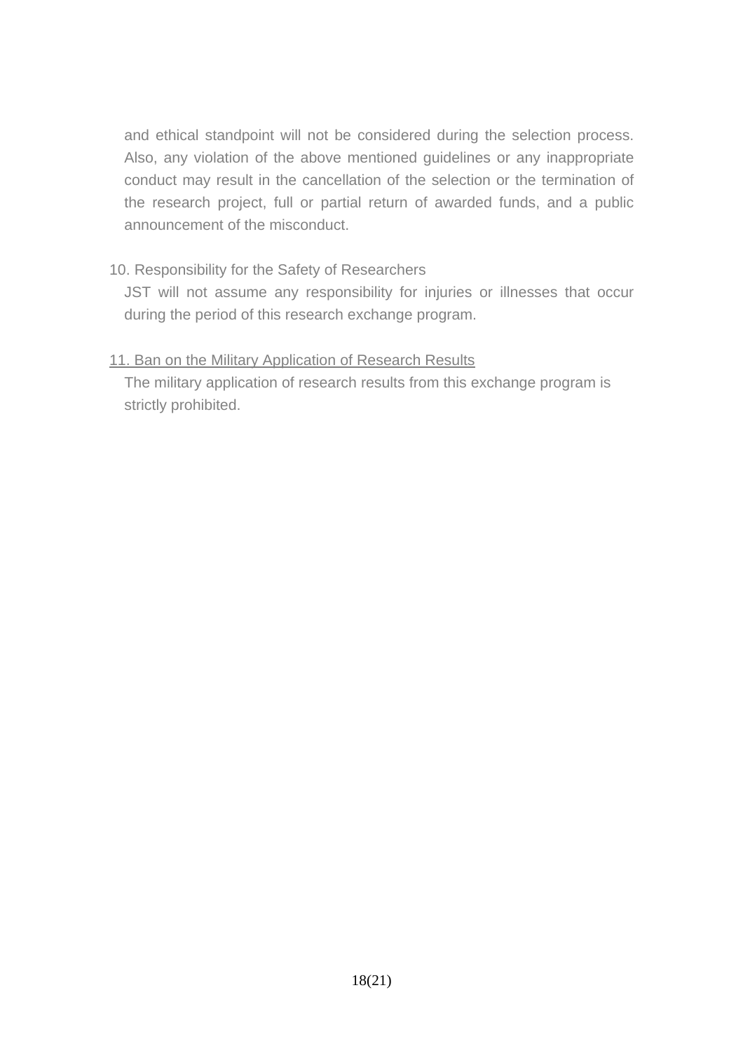and ethical standpoint will not be considered during the selection process. Also, any violation of the above mentioned guidelines or any inappropriate conduct may result in the cancellation of the selection or the termination of the research project, full or partial return of awarded funds, and a public announcement of the misconduct.

10. Responsibility for the Safety of Researchers

JST will not assume any responsibility for injuries or illnesses that occur during the period of this research exchange program.

<u>11. Ban on the Military Application of Research Results</u>

The military application of research results from this exchange program is strictly prohibited.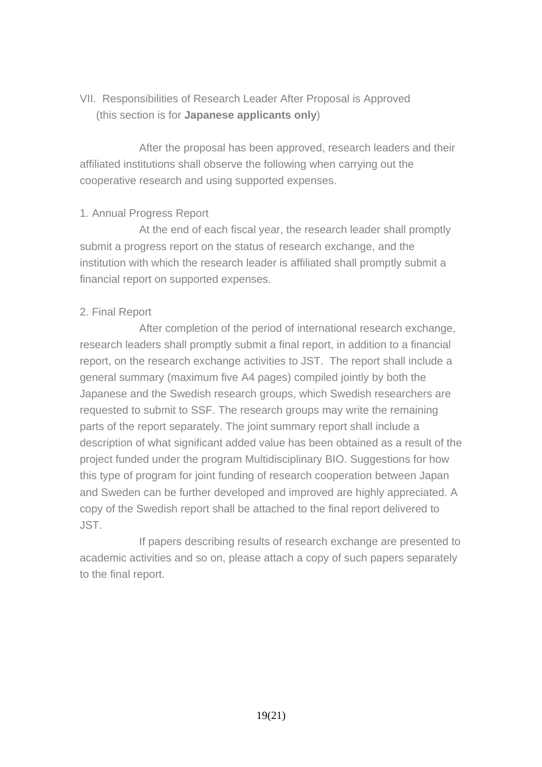## VII. Responsibilities of Research Leader After Proposal is Approved (this section is for **Japanese applicants only**)

After the proposal has been approved, research leaders and their affiliated institutions shall observe the following when carrying out the cooperative research and using supported expenses.

### 1. Annual Progress Report

At the end of each fiscal year, the research leader shall promptly submit a progress report on the status of research exchange, and the institution with which the research leader is affiliated shall promptly submit a financial report on supported expenses.

### 2. Final Report

After completion of the period of international research exchange, research leaders shall promptly submit a final report, in addition to a financial report, on the research exchange activities to JST. The report shall include a general summary (maximum five A4 pages) compiled jointly by both the Japanese and the Swedish research groups, which Swedish researchers are requested to submit to SSF. The research groups may write the remaining parts of the report separately. The joint summary report shall include a description of what significant added value has been obtained as a result of the project funded under the program Multidisciplinary BIO. Suggestions for how this type of program for joint funding of research cooperation between Japan and Sweden can be further developed and improved are highly appreciated. A copy of the Swedish report shall be attached to the final report delivered to JST.

If papers describing results of research exchange are presented to academic activities and so on, please attach a copy of such papers separately to the final report.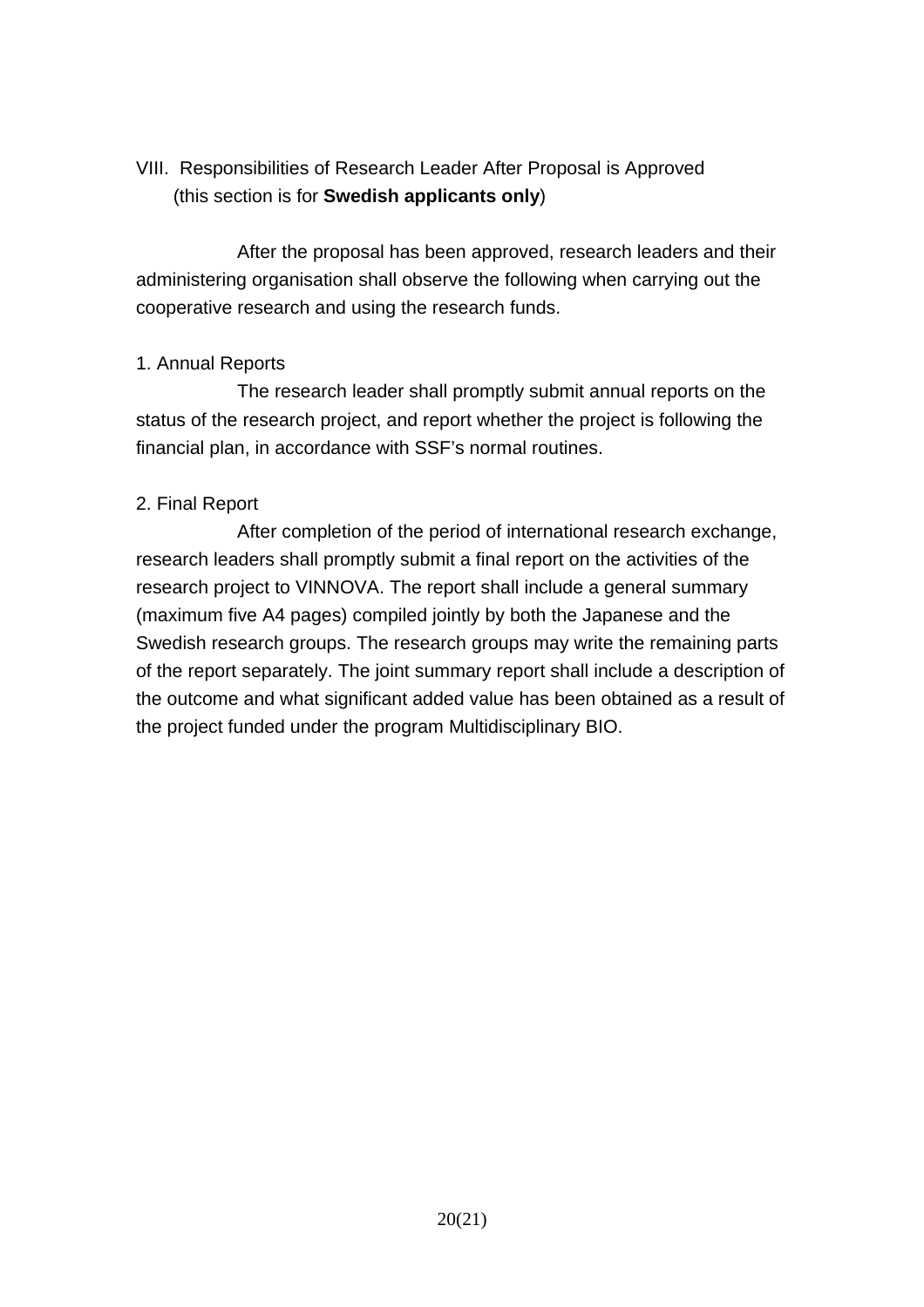## VIII. Responsibilities of Research Leader After Proposal is Approved

(this section is for **Swedish applicants only**)

After the proposal has been approved, research leaders and their administering organisation shall observe the following when carrying out the cooperative research and using the research funds.

### 1. Annual Reports

The research leader shall promptly submit annual reports on the status of the research project, and report whether the project is following the financial plan, in accordance with SSF's normal routines.

### 2. Final Report

After completion of the period of international research exchange, research leaders shall promptly submit a final report on the activities of the research project to VINNOVA. The report shall include a general summary (maximum five A4 pages) compiled jointly by both the Japanese and the Swedish research groups. The research groups may write the remaining parts of the report separately. The joint summary report shall include a description of the outcome and what significant added value has been obtained as a result of the project funded under the program Multidisciplinary BIO.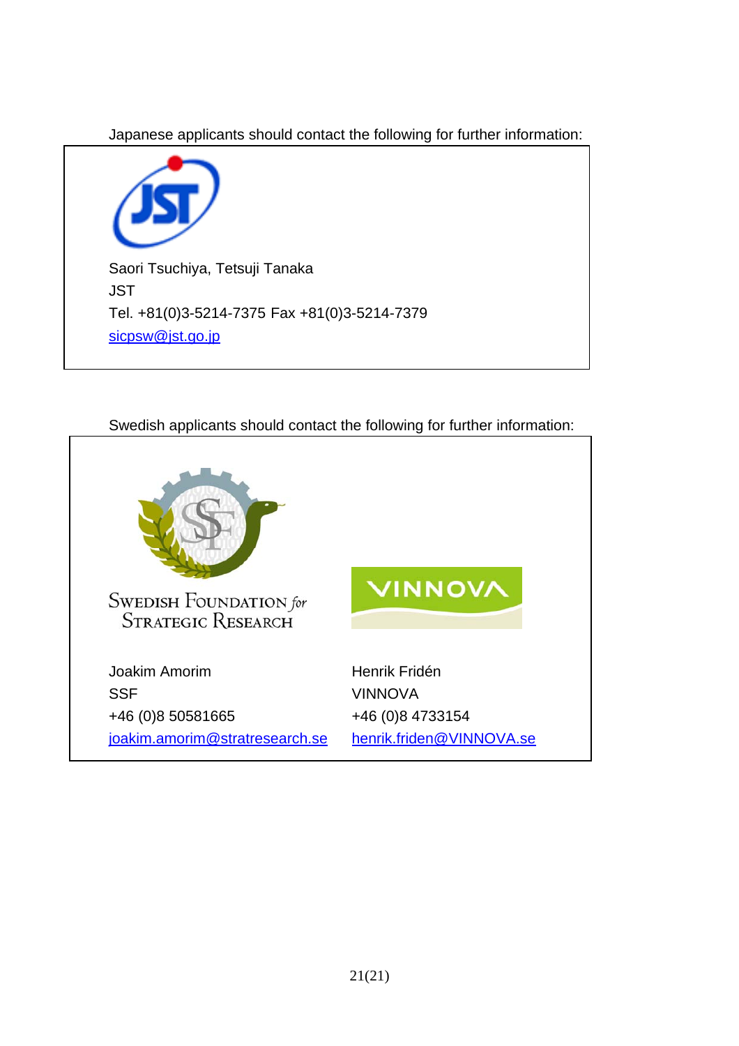Japanese applicants should contact the following for further information:

Saori Tsuchiya, Tetsuji Tanaka
JST
Tel. +81(0)3-5214-7375 Fax +81(0)3-5214-7379
sicpsw@jst.go.jp

Swedish applicants should contact the following for further information:

SWEDISH FOUNDATION *for* STRATEGIC RESEARCH

VINNOVA

| | |
|---|---|
| Joakim Amorim | Henrik Fridén |
| SSF | VINNOVA |
| +46 (0)8 50581665 | +46 (0)8 4733154 |
| joakim.amorim@stratresearch.se | henrik.friden@VINNOVA.se |